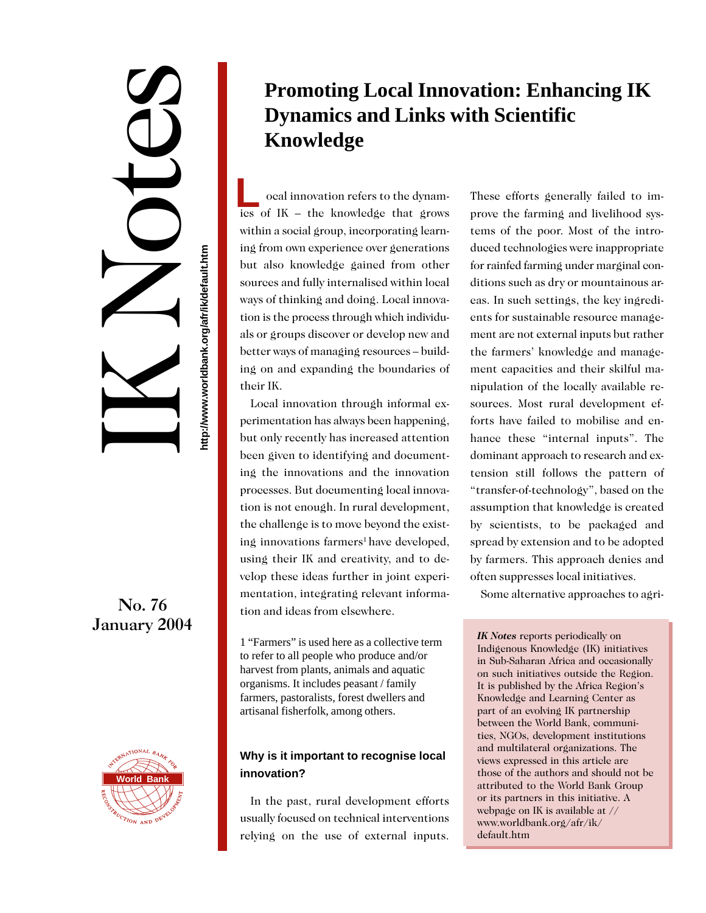# IK Notes

http://www.worldbank.org/afr/ik/default.htm

No. 76
January 2004

## Promoting Local Innovation: Enhancing IK Dynamics and Links with Scientific Knowledge

Local innovation refers to the dynamics of IK – the knowledge that grows within a social group, incorporating learning from own experience over generations but also knowledge gained from other sources and fully internalised within local ways of thinking and doing. Local innovation is the process through which individuals or groups discover or develop new and better ways of managing resources – building on and expanding the boundaries of their IK.

Local innovation through informal experimentation has always been happening, but only recently has increased attention been given to identifying and documenting the innovations and the innovation processes. But documenting local innovation is not enough. In rural development, the challenge is to move beyond the existing innovations farmers[1] have developed, using their IK and creativity, and to develop these ideas further in joint experimentation, integrating relevant information and ideas from elsewhere.

1 "Farmers" is used here as a collective term to refer to all people who produce and/or harvest from plants, animals and aquatic organisms. It includes peasant / family farmers, pastoralists, forest dwellers and artisanal fisherfolk, among others.

### Why is it important to recognise local innovation?

In the past, rural development efforts usually focused on technical interventions relying on the use of external inputs. These efforts generally failed to improve the farming and livelihood systems of the poor. Most of the introduced technologies were inappropriate for rainfed farming under marginal conditions such as dry or mountainous areas. In such settings, the key ingredients for sustainable resource management are not external inputs but rather the farmers' knowledge and management capacities and their skilful manipulation of the locally available resources. Most rural development efforts have failed to mobilise and enhance these "internal inputs". The dominant approach to research and extension still follows the pattern of "transfer-of-technology", based on the assumption that knowledge is created by scientists, to be packaged and spread by extension and to be adopted by farmers. This approach denies and often suppresses local initiatives.

Some alternative approaches to agri-

*IK Notes* reports periodically on Indigenous Knowledge (IK) initiatives in Sub-Saharan Africa and occasionally on such initiatives outside the Region. It is published by the Africa Region's Knowledge and Learning Center as part of an evolving IK partnership between the World Bank, communities, NGOs, development institutions and multilateral organizations. The views expressed in this article are those of the authors and should not be attributed to the World Bank Group or its partners in this initiative. A webpage on IK is available at // www.worldbank.org/afr/ik/default.htm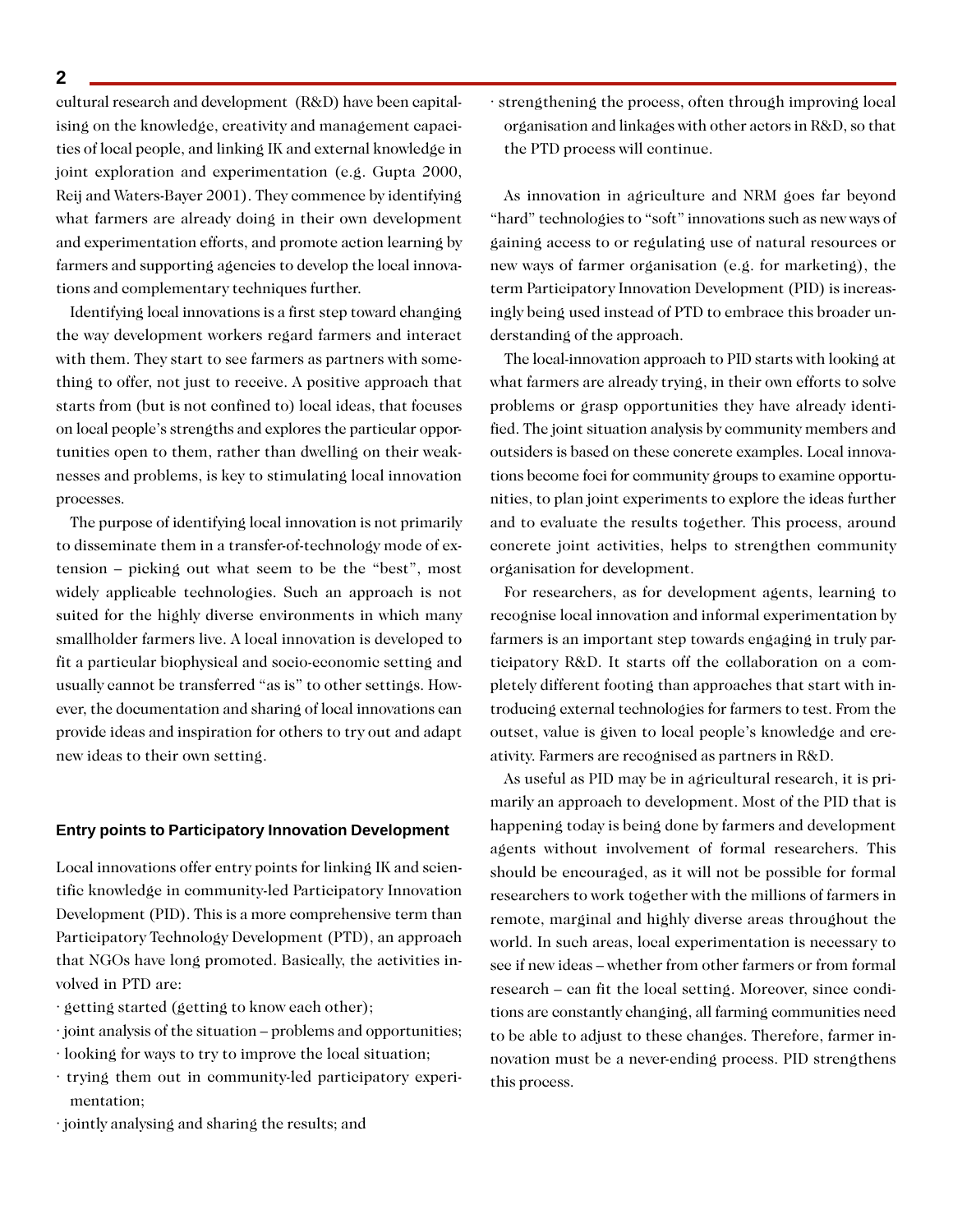cultural research and development (R&D) have been capitalising on the knowledge, creativity and management capacities of local people, and linking IK and external knowledge in joint exploration and experimentation (e.g. Gupta 2000, Reij and Waters-Bayer 2001). They commence by identifying what farmers are already doing in their own development and experimentation efforts, and promote action learning by farmers and supporting agencies to develop the local innovations and complementary techniques further.

Identifying local innovations is a first step toward changing the way development workers regard farmers and interact with them. They start to see farmers as partners with something to offer, not just to receive. A positive approach that starts from (but is not confined to) local ideas, that focuses on local people's strengths and explores the particular opportunities open to them, rather than dwelling on their weaknesses and problems, is key to stimulating local innovation processes.

The purpose of identifying local innovation is not primarily to disseminate them in a transfer-of-technology mode of extension – picking out what seem to be the "best", most widely applicable technologies. Such an approach is not suited for the highly diverse environments in which many smallholder farmers live. A local innovation is developed to fit a particular biophysical and socio-economic setting and usually cannot be transferred "as is" to other settings. However, the documentation and sharing of local innovations can provide ideas and inspiration for others to try out and adapt new ideas to their own setting.

## Entry points to Participatory Innovation Development

Local innovations offer entry points for linking IK and scientific knowledge in community-led Participatory Innovation Development (PID). This is a more comprehensive term than Participatory Technology Development (PTD), an approach that NGOs have long promoted. Basically, the activities involved in PTD are:

- getting started (getting to know each other);
- joint analysis of the situation – problems and opportunities;
- looking for ways to try to improve the local situation;
- trying them out in community-led participatory experimentation;
- jointly analysing and sharing the results; and
- strengthening the process, often through improving local organisation and linkages with other actors in R&D, so that the PTD process will continue.

As innovation in agriculture and NRM goes far beyond "hard" technologies to "soft" innovations such as new ways of gaining access to or regulating use of natural resources or new ways of farmer organisation (e.g. for marketing), the term Participatory Innovation Development (PID) is increasingly being used instead of PTD to embrace this broader understanding of the approach.

The local-innovation approach to PID starts with looking at what farmers are already trying, in their own efforts to solve problems or grasp opportunities they have already identified. The joint situation analysis by community members and outsiders is based on these concrete examples. Local innovations become foci for community groups to examine opportunities, to plan joint experiments to explore the ideas further and to evaluate the results together. This process, around concrete joint activities, helps to strengthen community organisation for development.

For researchers, as for development agents, learning to recognise local innovation and informal experimentation by farmers is an important step towards engaging in truly participatory R&D. It starts off the collaboration on a completely different footing than approaches that start with introducing external technologies for farmers to test. From the outset, value is given to local people's knowledge and creativity. Farmers are recognised as partners in R&D.

As useful as PID may be in agricultural research, it is primarily an approach to development. Most of the PID that is happening today is being done by farmers and development agents without involvement of formal researchers. This should be encouraged, as it will not be possible for formal researchers to work together with the millions of farmers in remote, marginal and highly diverse areas throughout the world. In such areas, local experimentation is necessary to see if new ideas – whether from other farmers or from formal research – can fit the local setting. Moreover, since conditions are constantly changing, all farming communities need to be able to adjust to these changes. Therefore, farmer innovation must be a never-ending process. PID strengthens this process.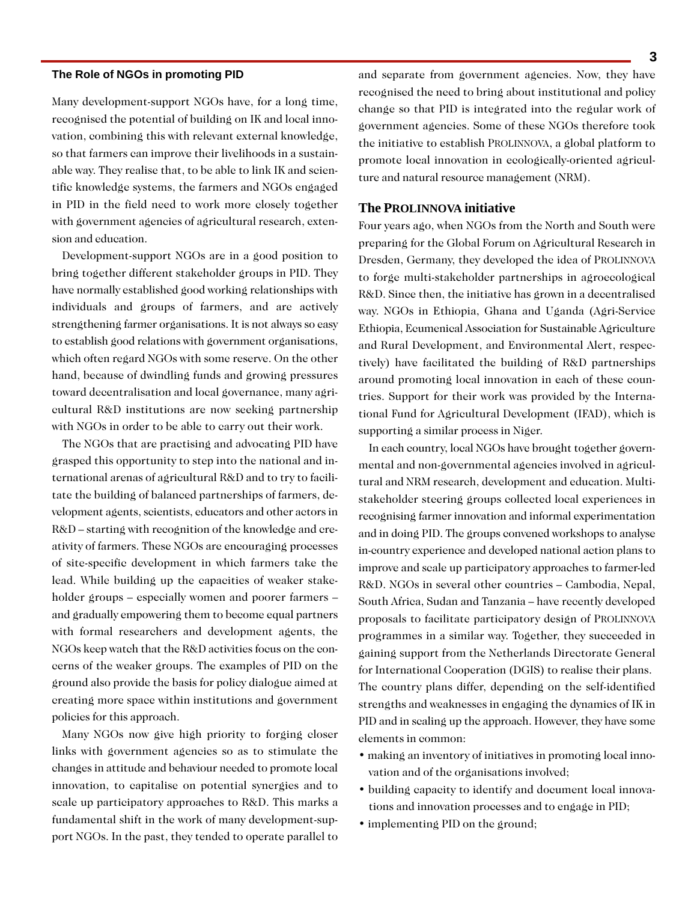## The Role of NGOs in promoting PID

Many development-support NGOs have, for a long time, recognised the potential of building on IK and local innovation, combining this with relevant external knowledge, so that farmers can improve their livelihoods in a sustainable way. They realise that, to be able to link IK and scientific knowledge systems, the farmers and NGOs engaged in PID in the field need to work more closely together with government agencies of agricultural research, extension and education.

Development-support NGOs are in a good position to bring together different stakeholder groups in PID. They have normally established good working relationships with individuals and groups of farmers, and are actively strengthening farmer organisations. It is not always so easy to establish good relations with government organisations, which often regard NGOs with some reserve. On the other hand, because of dwindling funds and growing pressures toward decentralisation and local governance, many agricultural R&D institutions are now seeking partnership with NGOs in order to be able to carry out their work.

The NGOs that are practising and advocating PID have grasped this opportunity to step into the national and international arenas of agricultural R&D and to try to facilitate the building of balanced partnerships of farmers, development agents, scientists, educators and other actors in R&D – starting with recognition of the knowledge and creativity of farmers. These NGOs are encouraging processes of site-specific development in which farmers take the lead. While building up the capacities of weaker stakeholder groups – especially women and poorer farmers – and gradually empowering them to become equal partners with formal researchers and development agents, the NGOs keep watch that the R&D activities focus on the concerns of the weaker groups. The examples of PID on the ground also provide the basis for policy dialogue aimed at creating more space within institutions and government policies for this approach.

Many NGOs now give high priority to forging closer links with government agencies so as to stimulate the changes in attitude and behaviour needed to promote local innovation, to capitalise on potential synergies and to scale up participatory approaches to R&D. This marks a fundamental shift in the work of many development-support NGOs. In the past, they tended to operate parallel to and separate from government agencies. Now, they have recognised the need to bring about institutional and policy change so that PID is integrated into the regular work of government agencies. Some of these NGOs therefore took the initiative to establish PROLINNOVA, a global platform to promote local innovation in ecologically-oriented agriculture and natural resource management (NRM).

## The PROLINNOVA initiative

Four years ago, when NGOs from the North and South were preparing for the Global Forum on Agricultural Research in Dresden, Germany, they developed the idea of PROLINNOVA to forge multi-stakeholder partnerships in agroecological R&D. Since then, the initiative has grown in a decentralised way. NGOs in Ethiopia, Ghana and Uganda (Agri-Service Ethiopia, Ecumenical Association for Sustainable Agriculture and Rural Development, and Environmental Alert, respectively) have facilitated the building of R&D partnerships around promoting local innovation in each of these countries. Support for their work was provided by the International Fund for Agricultural Development (IFAD), which is supporting a similar process in Niger.

In each country, local NGOs have brought together governmental and non-governmental agencies involved in agricultural and NRM research, development and education. Multi-stakeholder steering groups collected local experiences in recognising farmer innovation and informal experimentation and in doing PID. The groups convened workshops to analyse in-country experience and developed national action plans to improve and scale up participatory approaches to farmer-led R&D. NGOs in several other countries – Cambodia, Nepal, South Africa, Sudan and Tanzania – have recently developed proposals to facilitate participatory design of PROLINNOVA programmes in a similar way. Together, they succeeded in gaining support from the Netherlands Directorate General for International Cooperation (DGIS) to realise their plans.
The country plans differ, depending on the self-identified strengths and weaknesses in engaging the dynamics of IK in PID and in scaling up the approach. However, they have some elements in common:

- making an inventory of initiatives in promoting local innovation and of the organisations involved;
- building capacity to identify and document local innovations and innovation processes and to engage in PID;
- implementing PID on the ground;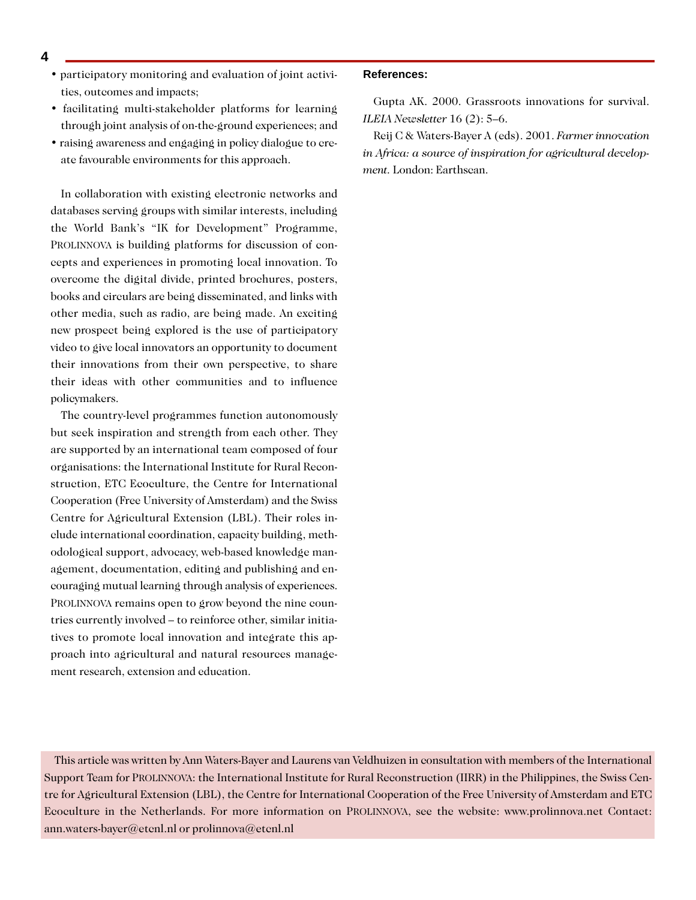- participatory monitoring and evaluation of joint activities, outcomes and impacts;
- facilitating multi-stakeholder platforms for learning through joint analysis of on-the-ground experiences; and
- raising awareness and engaging in policy dialogue to create favourable environments for this approach.

In collaboration with existing electronic networks and databases serving groups with similar interests, including the World Bank's "IK for Development" Programme, PROLINNOVA is building platforms for discussion of concepts and experiences in promoting local innovation. To overcome the digital divide, printed brochures, posters, books and circulars are being disseminated, and links with other media, such as radio, are being made. An exciting new prospect being explored is the use of participatory video to give local innovators an opportunity to document their innovations from their own perspective, to share their ideas with other communities and to influence policymakers.

The country-level programmes function autonomously but seek inspiration and strength from each other. They are supported by an international team composed of four organisations: the International Institute for Rural Reconstruction, ETC Ecoculture, the Centre for International Cooperation (Free University of Amsterdam) and the Swiss Centre for Agricultural Extension (LBL). Their roles include international coordination, capacity building, methodological support, advocacy, web-based knowledge management, documentation, editing and publishing and encouraging mutual learning through analysis of experiences. PROLINNOVA remains open to grow beyond the nine countries currently involved – to reinforce other, similar initiatives to promote local innovation and integrate this approach into agricultural and natural resources management research, extension and education.

**References:**

Gupta AK. 2000. Grassroots innovations for survival. *ILEIA Newsletter* 16 (2): 5–6.

Reij C & Waters-Bayer A (eds). 2001. *Farmer innovation in Africa: a source of inspiration for agricultural development.* London: Earthscan.

This article was written by Ann Waters-Bayer and Laurens van Veldhuizen in consultation with members of the International Support Team for PROLINNOVA: the International Institute for Rural Reconstruction (IIRR) in the Philippines, the Swiss Centre for Agricultural Extension (LBL), the Centre for International Cooperation of the Free University of Amsterdam and ETC Ecoculture in the Netherlands. For more information on PROLINNOVA, see the website: www.prolinnova.net Contact: ann.waters-bayer@etcnl.nl or prolinnova@etcnl.nl